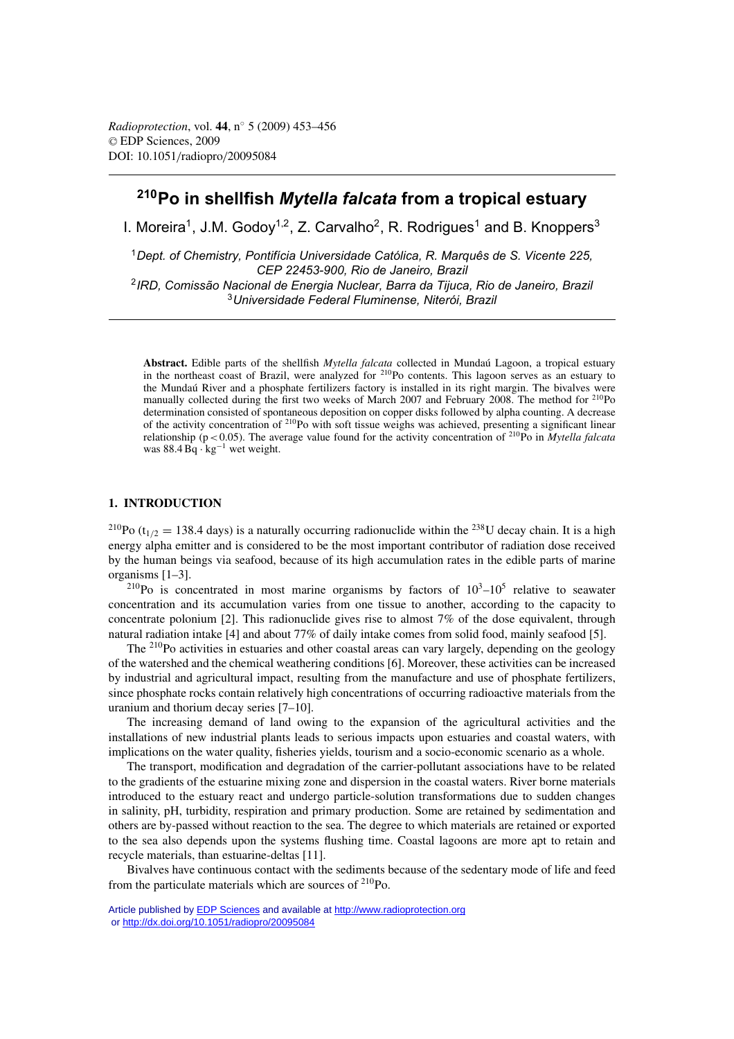# $^{210}$Po in shellfish *Mytella falcata* from a tropical estuary

I. Moreira[1], J.M. Godoy[1,2], Z. Carvalho[2], R. Rodrigues[1] and B. Knoppers[3]

[1] *Dept. of Chemistry, Pontifícia Universidade Católica, R. Marquês de S. Vicente 225, CEP 22453-900, Rio de Janeiro, Brazil*
[2] *IRD, Comissão Nacional de Energia Nuclear, Barra da Tijuca, Rio de Janeiro, Brazil*
[3] *Universidade Federal Fluminense, Niterói, Brazil*

**Abstract.** Edible parts of the shellfish *Mytella falcata* collected in Mundaú Lagoon, a tropical estuary in the northeast coast of Brazil, were analyzed for $^{210}$Po contents. This lagoon serves as an estuary to the Mundaú River and a phosphate fertilizers factory is installed in its right margin. The bivalves were manually collected during the first two weeks of March 2007 and February 2008. The method for $^{210}$Po determination consisted of spontaneous deposition on copper disks followed by alpha counting. A decrease of the activity concentration of $^{210}$Po with soft tissue weighs was achieved, presenting a significant linear relationship ($p < 0.05$). The average value found for the activity concentration of $^{210}$Po in *Mytella falcata* was 88.4 $Bq \cdot kg^{-1}$ wet weight.

## 1. INTRODUCTION

$^{210}$Po ($t_{1/2} = 138.4$ days) is a naturally occurring radionuclide within the $^{238}$U decay chain. It is a high energy alpha emitter and is considered to be the most important contributor of radiation dose received by the human beings via seafood, because of its high accumulation rates in the edible parts of marine organisms [1–3].

$^{210}$Po is concentrated in most marine organisms by factors of $10^3$–$10^5$ relative to seawater concentration and its accumulation varies from one tissue to another, according to the capacity to concentrate polonium [2]. This radionuclide gives rise to almost 7% of the dose equivalent, through natural radiation intake [4] and about 77% of daily intake comes from solid food, mainly seafood [5].

The $^{210}$Po activities in estuaries and other coastal areas can vary largely, depending on the geology of the watershed and the chemical weathering conditions [6]. Moreover, these activities can be increased by industrial and agricultural impact, resulting from the manufacture and use of phosphate fertilizers, since phosphate rocks contain relatively high concentrations of occurring radioactive materials from the uranium and thorium decay series [7–10].

The increasing demand of land owing to the expansion of the agricultural activities and the installations of new industrial plants leads to serious impacts upon estuaries and coastal waters, with implications on the water quality, fisheries yields, tourism and a socio-economic scenario as a whole.

The transport, modification and degradation of the carrier-pollutant associations have to be related to the gradients of the estuarine mixing zone and dispersion in the coastal waters. River borne materials introduced to the estuary react and undergo particle-solution transformations due to sudden changes in salinity, pH, turbidity, respiration and primary production. Some are retained by sedimentation and others are by-passed without reaction to the sea. The degree to which materials are retained or exported to the sea also depends upon the systems flushing time. Coastal lagoons are more apt to retain and recycle materials, than estuarine-deltas [11].

Bivalves have continuous contact with the sediments because of the sedentary mode of life and feed from the particulate materials which are sources of $^{210}$Po.

Article published by EDP Sciences and available at http://www.radioprotection.org or http://dx.doi.org/10.1051/radiopro/20095084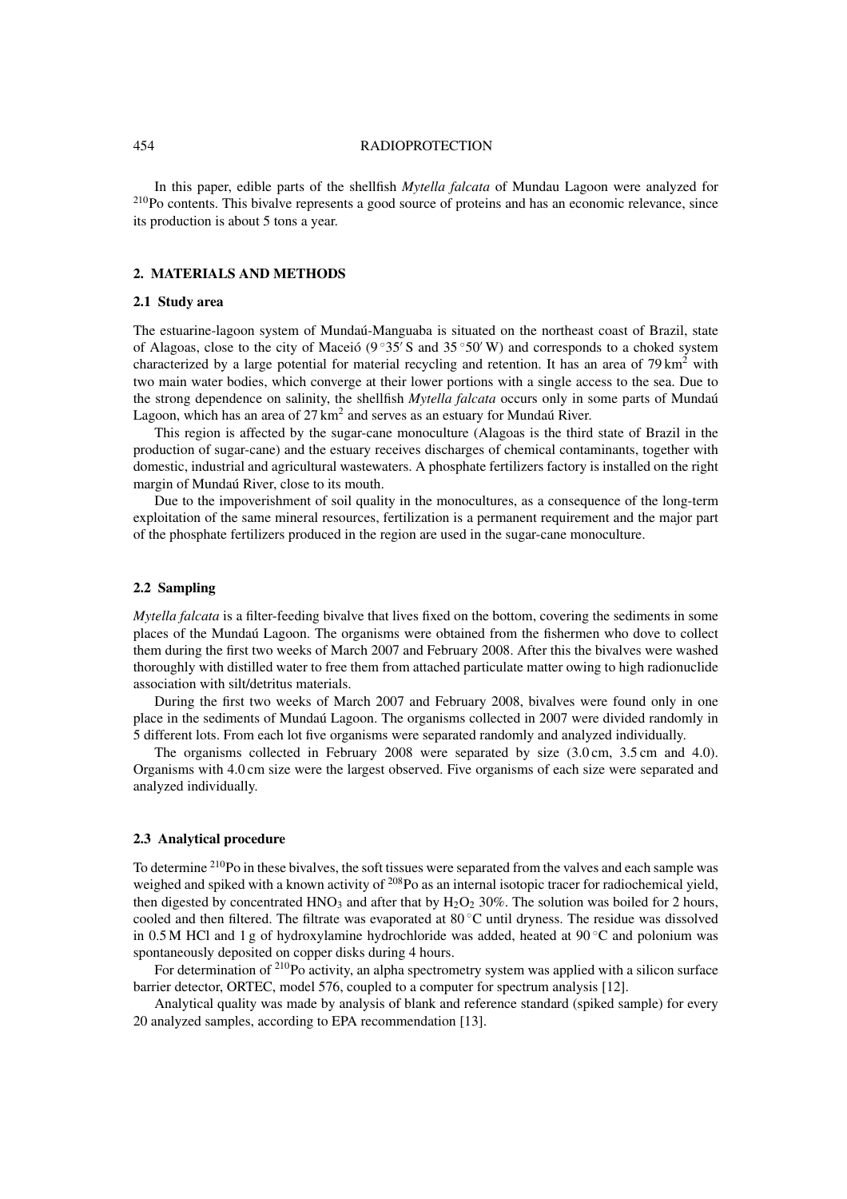In this paper, edible parts of the shellfish *Mytella falcata* of Mundau Lagoon were analyzed for $^{210}$Po contents. This bivalve represents a good source of proteins and has an economic relevance, since its production is about 5 tons a year.

## 2. MATERIALS AND METHODS

### 2.1 Study area

The estuarine-lagoon system of Mundaú-Manguaba is situated on the northeast coast of Brazil, state of Alagoas, close to the city of Maceió (9 °35′ S and 35 °50′ W) and corresponds to a choked system characterized by a large potential for material recycling and retention. It has an area of 79 km$^2$ with two main water bodies, which converge at their lower portions with a single access to the sea. Due to the strong dependence on salinity, the shellfish *Mytella falcata* occurs only in some parts of Mundaú Lagoon, which has an area of 27 km$^2$ and serves as an estuary for Mundaú River.

This region is affected by the sugar-cane monoculture (Alagoas is the third state of Brazil in the production of sugar-cane) and the estuary receives discharges of chemical contaminants, together with domestic, industrial and agricultural wastewaters. A phosphate fertilizers factory is installed on the right margin of Mundaú River, close to its mouth.

Due to the impoverishment of soil quality in the monocultures, as a consequence of the long-term exploitation of the same mineral resources, fertilization is a permanent requirement and the major part of the phosphate fertilizers produced in the region are used in the sugar-cane monoculture.

### 2.2 Sampling

*Mytella falcata* is a filter-feeding bivalve that lives fixed on the bottom, covering the sediments in some places of the Mundaú Lagoon. The organisms were obtained from the fishermen who dove to collect them during the first two weeks of March 2007 and February 2008. After this the bivalves were washed thoroughly with distilled water to free them from attached particulate matter owing to high radionuclide association with silt/detritus materials.

During the first two weeks of March 2007 and February 2008, bivalves were found only in one place in the sediments of Mundaú Lagoon. The organisms collected in 2007 were divided randomly in 5 different lots. From each lot five organisms were separated randomly and analyzed individually.

The organisms collected in February 2008 were separated by size (3.0 cm, 3.5 cm and 4.0). Organisms with 4.0 cm size were the largest observed. Five organisms of each size were separated and analyzed individually.

### 2.3 Analytical procedure

To determine $^{210}$Po in these bivalves, the soft tissues were separated from the valves and each sample was weighed and spiked with a known activity of $^{208}$Po as an internal isotopic tracer for radiochemical yield, then digested by concentrated $HNO_3$ and after that by $H_2O_2$ 30%. The solution was boiled for 2 hours, cooled and then filtered. The filtrate was evaporated at 80 °C until dryness. The residue was dissolved in 0.5 M HCl and 1 g of hydroxylamine hydrochloride was added, heated at 90 °C and polonium was spontaneously deposited on copper disks during 4 hours.

For determination of $^{210}$Po activity, an alpha spectrometry system was applied with a silicon surface barrier detector, ORTEC, model 576, coupled to a computer for spectrum analysis [12].

Analytical quality was made by analysis of blank and reference standard (spiked sample) for every 20 analyzed samples, according to EPA recommendation [13].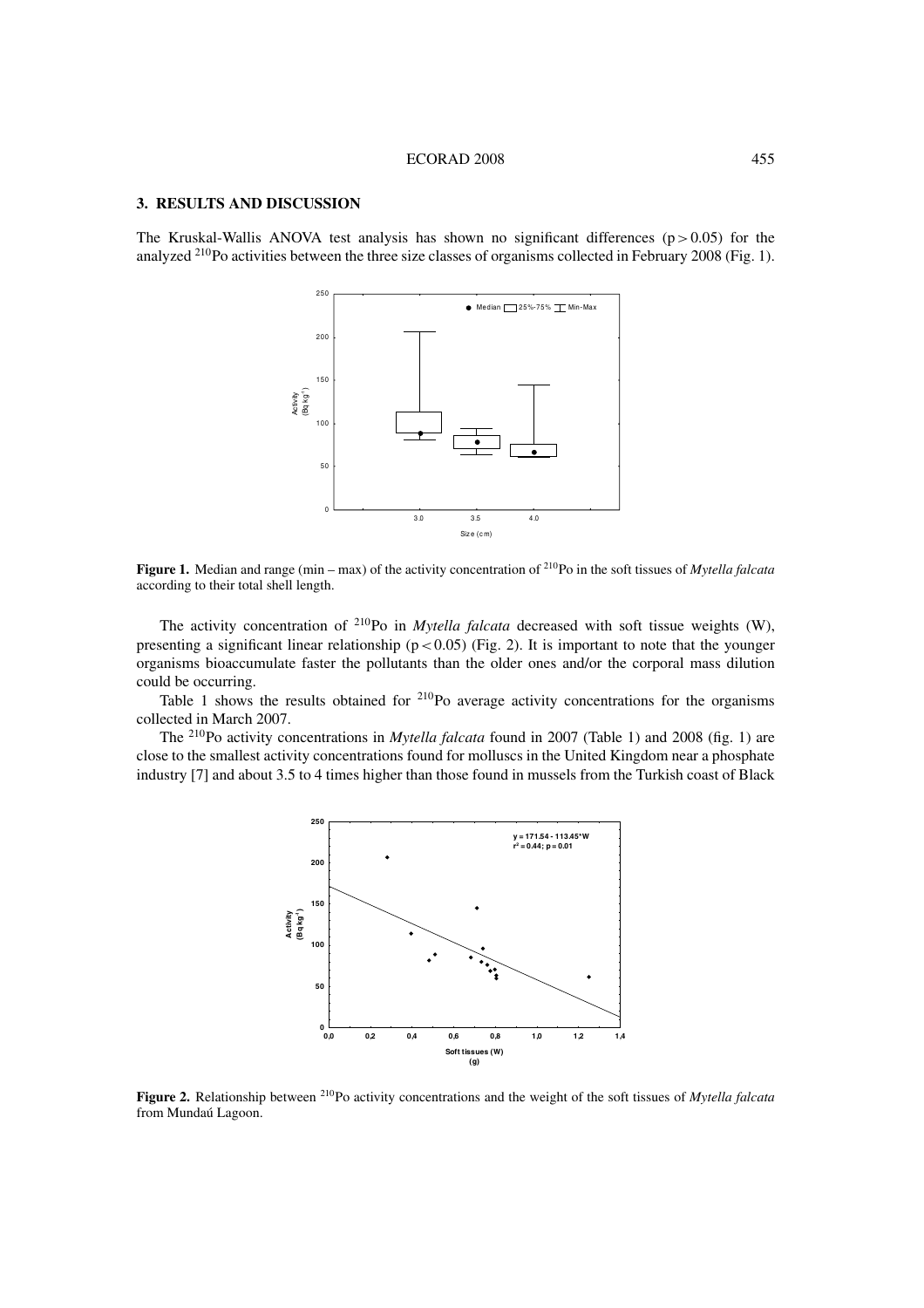## 3. RESULTS AND DISCUSSION

The Kruskal-Wallis ANOVA test analysis has shown no significant differences ($p > 0.05$) for the analyzed $^{210}Po$ activities between the three size classes of organisms collected in February 2008 (Fig. 1).

**Figure 1.** Median and range (min – max) of the activity concentration of $^{210}Po$ in the soft tissues of *Mytella falcata* according to their total shell length.

The activity concentration of $^{210}Po$ in *Mytella falcata* decreased with soft tissue weights (W), presenting a significant linear relationship ($p < 0.05$) (Fig. 2). It is important to note that the younger organisms bioaccumulate faster the pollutants than the older ones and/or the corporal mass dilution could be occurring.

Table 1 shows the results obtained for $^{210}Po$ average activity concentrations for the organisms collected in March 2007.

The $^{210}Po$ activity concentrations in *Mytella falcata* found in 2007 (Table 1) and 2008 (fig. 1) are close to the smallest activity concentrations found for molluscs in the United Kingdom near a phosphate industry [7] and about 3.5 to 4 times higher than those found in mussels from the Turkish coast of Black

**Figure 2.** Relationship between $^{210}Po$ activity concentrations and the weight of the soft tissues of *Mytella falcata* from Mundaú Lagoon.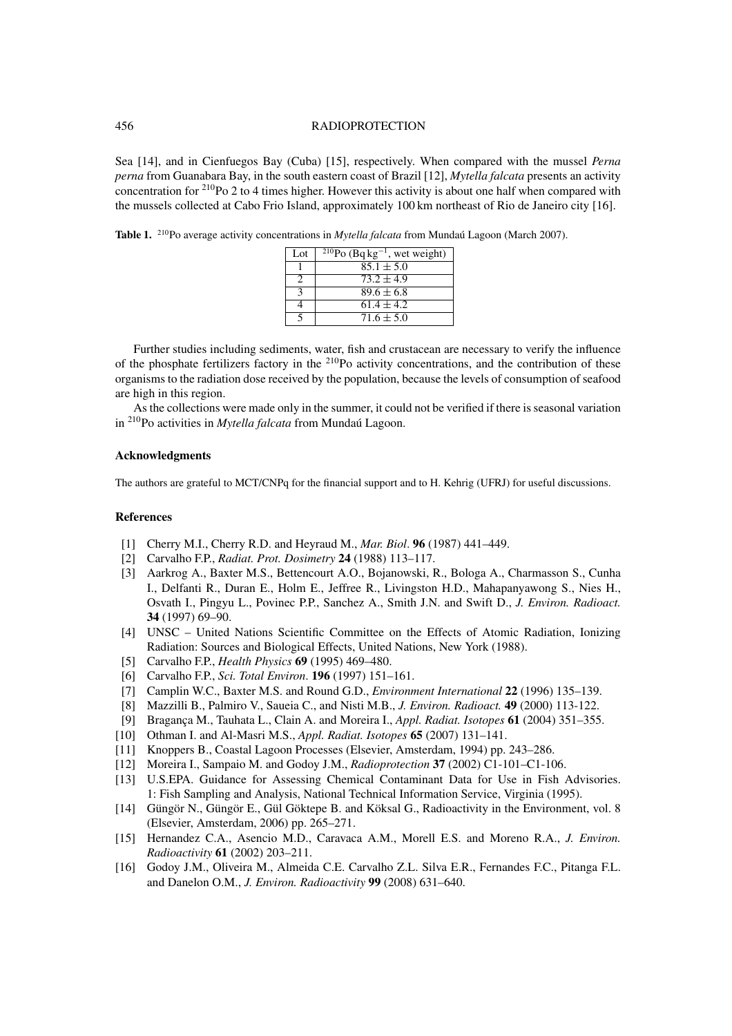Sea [14], and in Cienfuegos Bay (Cuba) [15], respectively. When compared with the mussel *Perna perna* from Guanabara Bay, in the south eastern coast of Brazil [12], *Mytella falcata* presents an activity concentration for $^{210}$Po 2 to 4 times higher. However this activity is about one half when compared with the mussels collected at Cabo Frio Island, approximately 100 km northeast of Rio de Janeiro city [16].

**Table 1.** $^{210}$Po average activity concentrations in *Mytella falcata* from Mundaú Lagoon (March 2007).

| Lot | $^{210}$Po (Bq kg$^{-1}$, wet weight) |
|---|---|
| 1 | $85.1 \pm 5.0$ |
| 2 | $73.2 \pm 4.9$ |
| 3 | $89.6 \pm 6.8$ |
| 4 | $61.4 \pm 4.2$ |
| 5 | $71.6 \pm 5.0$ |

Further studies including sediments, water, fish and crustacean are necessary to verify the influence of the phosphate fertilizers factory in the $^{210}$Po activity concentrations, and the contribution of these organisms to the radiation dose received by the population, because the levels of consumption of seafood are high in this region.

As the collections were made only in the summer, it could not be verified if there is seasonal variation in $^{210}$Po activities in *Mytella falcata* from Mundaú Lagoon.

### Acknowledgments

The authors are grateful to MCT/CNPq for the financial support and to H. Kehrig (UFRJ) for useful discussions.

### References

[1] Cherry M.I., Cherry R.D. and Heyraud M., *Mar. Biol*. **96** (1987) 441–449.

[2] Carvalho F.P., *Radiat. Prot. Dosimetry* **24** (1988) 113–117.

[3] Aarkrog A., Baxter M.S., Bettencourt A.O., Bojanowski, R., Bologa A., Charmasson S., Cunha I., Delfanti R., Duran E., Holm E., Jeffree R., Livingston H.D., Mahapanyawong S., Nies H., Osvath I., Pingyu L., Povinec P.P., Sanchez A., Smith J.N. and Swift D., *J. Environ. Radioact.* **34** (1997) 69–90.

[4] UNSC – United Nations Scientific Committee on the Effects of Atomic Radiation, Ionizing Radiation: Sources and Biological Effects, United Nations, New York (1988).

[5] Carvalho F.P., *Health Physics* **69** (1995) 469–480.

[6] Carvalho F.P., *Sci. Total Environ*. **196** (1997) 151–161.

[7] Camplin W.C., Baxter M.S. and Round G.D., *Environment International* **22** (1996) 135–139.

[8] Mazzilli B., Palmiro V., Saueia C., and Nisti M.B., *J. Environ. Radioact.* **49** (2000) 113-122.

[9] Bragança M., Tauhata L., Clain A. and Moreira I., *Appl. Radiat. Isotopes* **61** (2004) 351–355.

[10] Othman I. and Al-Masri M.S., *Appl. Radiat. Isotopes* **65** (2007) 131–141.

[11] Knoppers B., Coastal Lagoon Processes (Elsevier, Amsterdam, 1994) pp. 243–286.

[12] Moreira I., Sampaio M. and Godoy J.M., *Radioprotection* **37** (2002) C1-101–C1-106.

[13] U.S.EPA. Guidance for Assessing Chemical Contaminant Data for Use in Fish Advisories. 1: Fish Sampling and Analysis, National Technical Information Service, Virginia (1995).

[14] Güngör N., Güngör E., Gül Göktepe B. and Köksal G., Radioactivity in the Environment, vol. 8 (Elsevier, Amsterdam, 2006) pp. 265–271.

[15] Hernandez C.A., Asencio M.D., Caravaca A.M., Morell E.S. and Moreno R.A., *J. Environ. Radioactivity* **61** (2002) 203–211.

[16] Godoy J.M., Oliveira M., Almeida C.E. Carvalho Z.L. Silva E.R., Fernandes F.C., Pitanga F.L. and Danelon O.M., *J. Environ. Radioactivity* **99** (2008) 631–640.